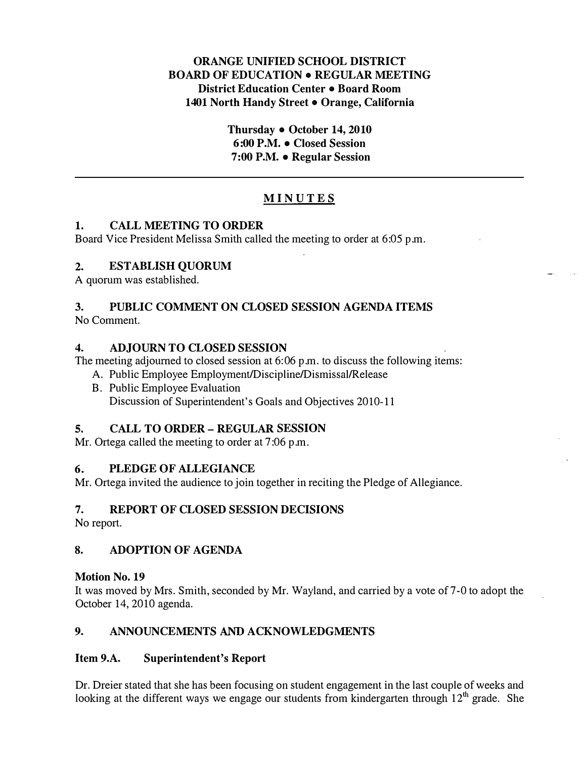**ORANGE UNIFIED SCHOOL DISTRICT**
**BOARD OF EDUCATION • REGULAR MEETING**
**District Education Center • Board Room**
**1401 North Handy Street • Orange, California**

**Thursday • October 14, 2010**
**6:00 P.M. • Closed Session**
**7:00 P.M. • Regular Session**

---

# MINUTES

## 1. CALL MEETING TO ORDER

Board Vice President Melissa Smith called the meeting to order at 6:05 p.m.

## 2. ESTABLISH QUORUM

A quorum was established.

## 3. PUBLIC COMMENT ON CLOSED SESSION AGENDA ITEMS

No Comment.

## 4. ADJOURN TO CLOSED SESSION

The meeting adjourned to closed session at 6:06 p.m. to discuss the following items:

A. Public Employee Employment/Discipline/Dismissal/Release
B. Public Employee Evaluation
   Discussion of Superintendent's Goals and Objectives 2010-11

## 5. CALL TO ORDER – REGULAR SESSION

Mr. Ortega called the meeting to order at 7:06 p.m.

## 6. PLEDGE OF ALLEGIANCE

Mr. Ortega invited the audience to join together in reciting the Pledge of Allegiance.

## 7. REPORT OF CLOSED SESSION DECISIONS

No report.

## 8. ADOPTION OF AGENDA

**Motion No. 19**

It was moved by Mrs. Smith, seconded by Mr. Wayland, and carried by a vote of 7-0 to adopt the October 14, 2010 agenda.

## 9. ANNOUNCEMENTS AND ACKNOWLEDGMENTS

### Item 9.A. Superintendent's Report

Dr. Dreier stated that she has been focusing on student engagement in the last couple of weeks and looking at the different ways we engage our students from kindergarten through 12th grade. She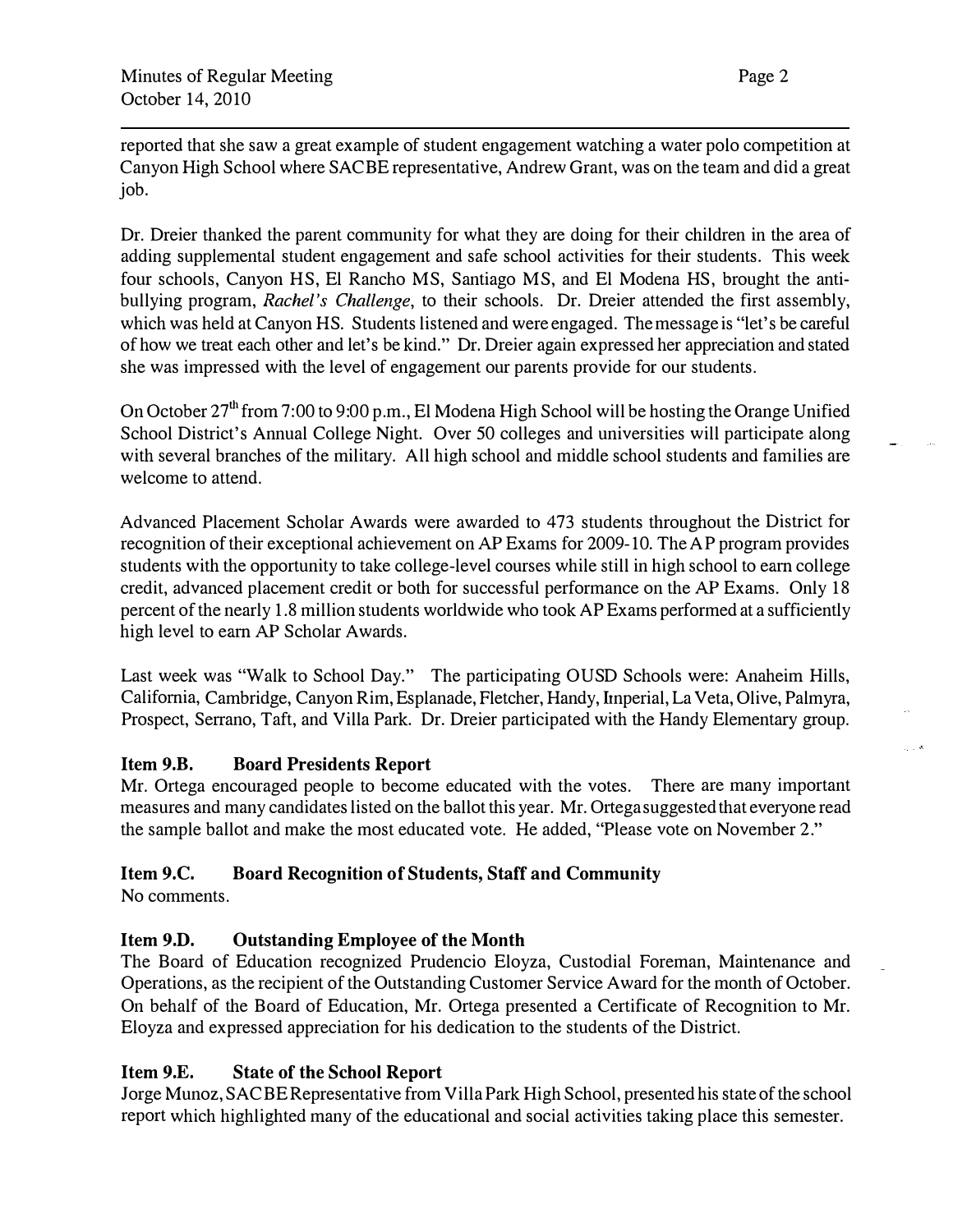reported that she saw a great example of student engagement watching a water polo competition at Canyon High School where SACBE representative, Andrew Grant, was on the team and did a great job.

Dr. Dreier thanked the parent community for what they are doing for their children in the area of adding supplemental student engagement and safe school activities for their students. This week four schools, Canyon HS, El Rancho MS, Santiago MS, and El Modena HS, brought the anti-bullying program, *Rachel's Challenge*, to their schools. Dr. Dreier attended the first assembly, which was held at Canyon HS. Students listened and were engaged. The message is "let's be careful of how we treat each other and let's be kind." Dr. Dreier again expressed her appreciation and stated she was impressed with the level of engagement our parents provide for our students.

On October 27th from 7:00 to 9:00 p.m., El Modena High School will be hosting the Orange Unified School District's Annual College Night. Over 50 colleges and universities will participate along with several branches of the military. All high school and middle school students and families are welcome to attend.

Advanced Placement Scholar Awards were awarded to 473 students throughout the District for recognition of their exceptional achievement on AP Exams for 2009-10. The AP program provides students with the opportunity to take college-level courses while still in high school to earn college credit, advanced placement credit or both for successful performance on the AP Exams. Only 18 percent of the nearly 1.8 million students worldwide who took AP Exams performed at a sufficiently high level to earn AP Scholar Awards.

Last week was "Walk to School Day." The participating OUSD Schools were: Anaheim Hills, California, Cambridge, Canyon Rim, Esplanade, Fletcher, Handy, Imperial, La Veta, Olive, Palmyra, Prospect, Serrano, Taft, and Villa Park. Dr. Dreier participated with the Handy Elementary group.

### Item 9.B. Board Presidents Report

Mr. Ortega encouraged people to become educated with the votes. There are many important measures and many candidates listed on the ballot this year. Mr. Ortega suggested that everyone read the sample ballot and make the most educated vote. He added, "Please vote on November 2."

### Item 9.C. Board Recognition of Students, Staff and Community

No comments.

### Item 9.D. Outstanding Employee of the Month

The Board of Education recognized Prudencio Eloyza, Custodial Foreman, Maintenance and Operations, as the recipient of the Outstanding Customer Service Award for the month of October. On behalf of the Board of Education, Mr. Ortega presented a Certificate of Recognition to Mr. Eloyza and expressed appreciation for his dedication to the students of the District.

### Item 9.E. State of the School Report

Jorge Munoz, SACBE Representative from Villa Park High School, presented his state of the school report which highlighted many of the educational and social activities taking place this semester.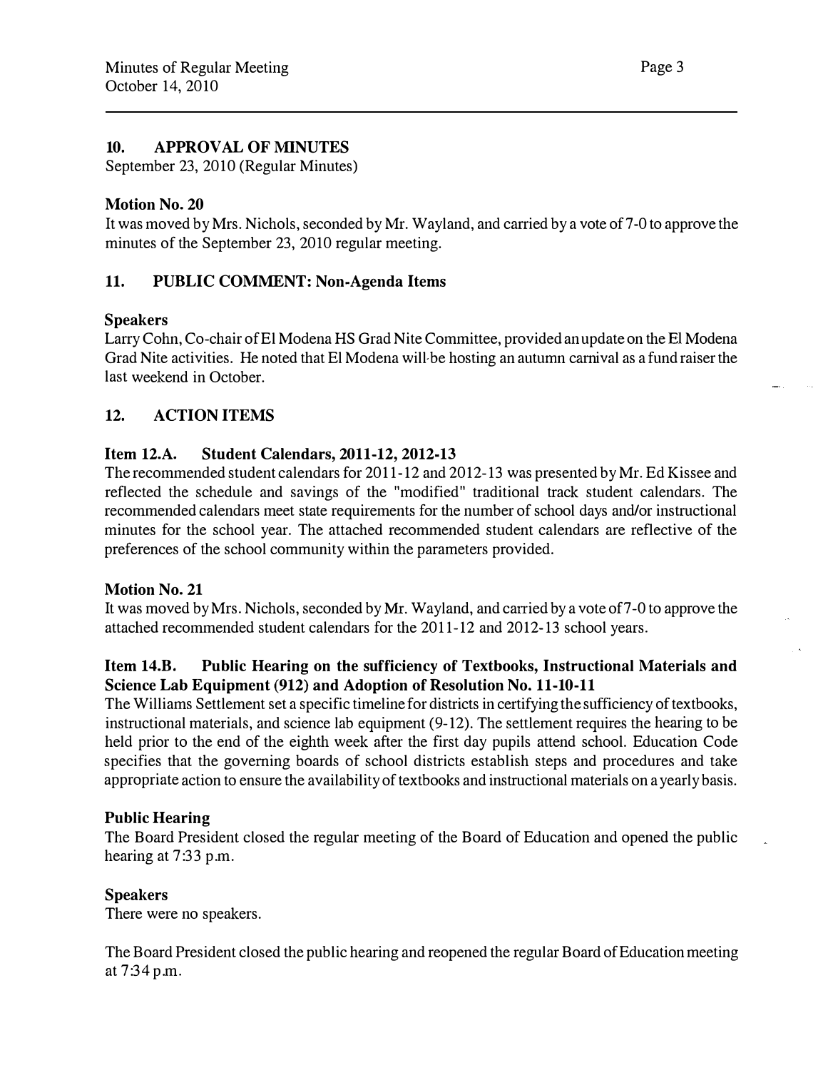## 10. APPROVAL OF MINUTES

September 23, 2010 (Regular Minutes)

### Motion No. 20

It was moved by Mrs. Nichols, seconded by Mr. Wayland, and carried by a vote of 7-0 to approve the minutes of the September 23, 2010 regular meeting.

## 11. PUBLIC COMMENT: Non-Agenda Items

### Speakers

Larry Cohn, Co-chair of El Modena HS Grad Nite Committee, provided an update on the El Modena Grad Nite activities. He noted that El Modena will be hosting an autumn carnival as a fund raiser the last weekend in October.

## 12. ACTION ITEMS

### Item 12.A. Student Calendars, 2011-12, 2012-13

The recommended student calendars for 2011-12 and 2012-13 was presented by Mr. Ed Kissee and reflected the schedule and savings of the "modified" traditional track student calendars. The recommended calendars meet state requirements for the number of school days and/or instructional minutes for the school year. The attached recommended student calendars are reflective of the preferences of the school community within the parameters provided.

### Motion No. 21

It was moved by Mrs. Nichols, seconded by Mr. Wayland, and carried by a vote of 7-0 to approve the attached recommended student calendars for the 2011-12 and 2012-13 school years.

### Item 14.B. Public Hearing on the sufficiency of Textbooks, Instructional Materials and Science Lab Equipment (912) and Adoption of Resolution No. 11-10-11

The Williams Settlement set a specific timeline for districts in certifying the sufficiency of textbooks, instructional materials, and science lab equipment (9-12). The settlement requires the hearing to be held prior to the end of the eighth week after the first day pupils attend school. Education Code specifies that the governing boards of school districts establish steps and procedures and take appropriate action to ensure the availability of textbooks and instructional materials on a yearly basis.

### Public Hearing

The Board President closed the regular meeting of the Board of Education and opened the public hearing at 7:33 p.m.

### Speakers

There were no speakers.

The Board President closed the public hearing and reopened the regular Board of Education meeting at 7:34 p.m.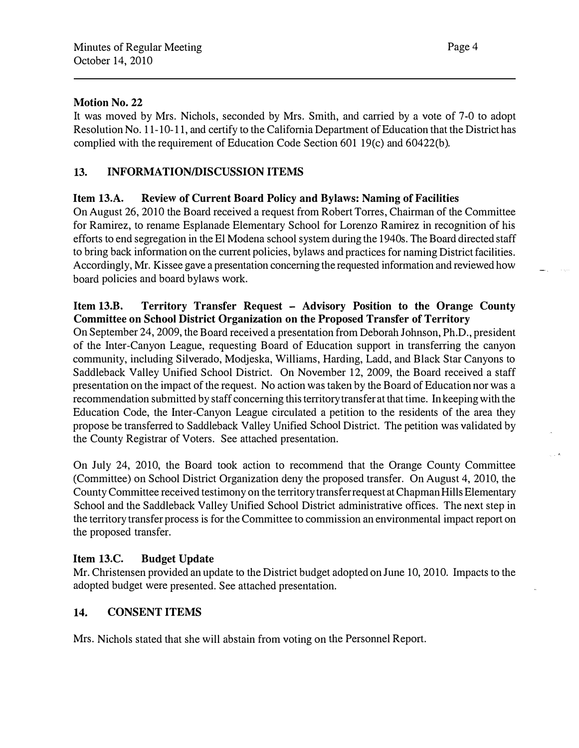**Motion No. 22**

It was moved by Mrs. Nichols, seconded by Mrs. Smith, and carried by a vote of 7-0 to adopt Resolution No. 11-10-11, and certify to the California Department of Education that the District has complied with the requirement of Education Code Section 601 19(c) and 60422(b).

## 13. INFORMATION/DISCUSSION ITEMS

### Item 13.A. Review of Current Board Policy and Bylaws: Naming of Facilities

On August 26, 2010 the Board received a request from Robert Torres, Chairman of the Committee for Ramirez, to rename Esplanade Elementary School for Lorenzo Ramirez in recognition of his efforts to end segregation in the El Modena school system during the 1940s. The Board directed staff to bring back information on the current policies, bylaws and practices for naming District facilities. Accordingly, Mr. Kissee gave a presentation concerning the requested information and reviewed how board policies and board bylaws work.

### Item 13.B. Territory Transfer Request – Advisory Position to the Orange County Committee on School District Organization on the Proposed Transfer of Territory

On September 24, 2009, the Board received a presentation from Deborah Johnson, Ph.D., president of the Inter-Canyon League, requesting Board of Education support in transferring the canyon community, including Silverado, Modjeska, Williams, Harding, Ladd, and Black Star Canyons to Saddleback Valley Unified School District. On November 12, 2009, the Board received a staff presentation on the impact of the request. No action was taken by the Board of Education nor was a recommendation submitted by staff concerning this territory transfer at that time. In keeping with the Education Code, the Inter-Canyon League circulated a petition to the residents of the area they propose be transferred to Saddleback Valley Unified School District. The petition was validated by the County Registrar of Voters. See attached presentation.

On July 24, 2010, the Board took action to recommend that the Orange County Committee (Committee) on School District Organization deny the proposed transfer. On August 4, 2010, the County Committee received testimony on the territory transfer request at Chapman Hills Elementary School and the Saddleback Valley Unified School District administrative offices. The next step in the territory transfer process is for the Committee to commission an environmental impact report on the proposed transfer.

### Item 13.C. Budget Update

Mr. Christensen provided an update to the District budget adopted on June 10, 2010. Impacts to the adopted budget were presented. See attached presentation.

## 14. CONSENT ITEMS

Mrs. Nichols stated that she will abstain from voting on the Personnel Report.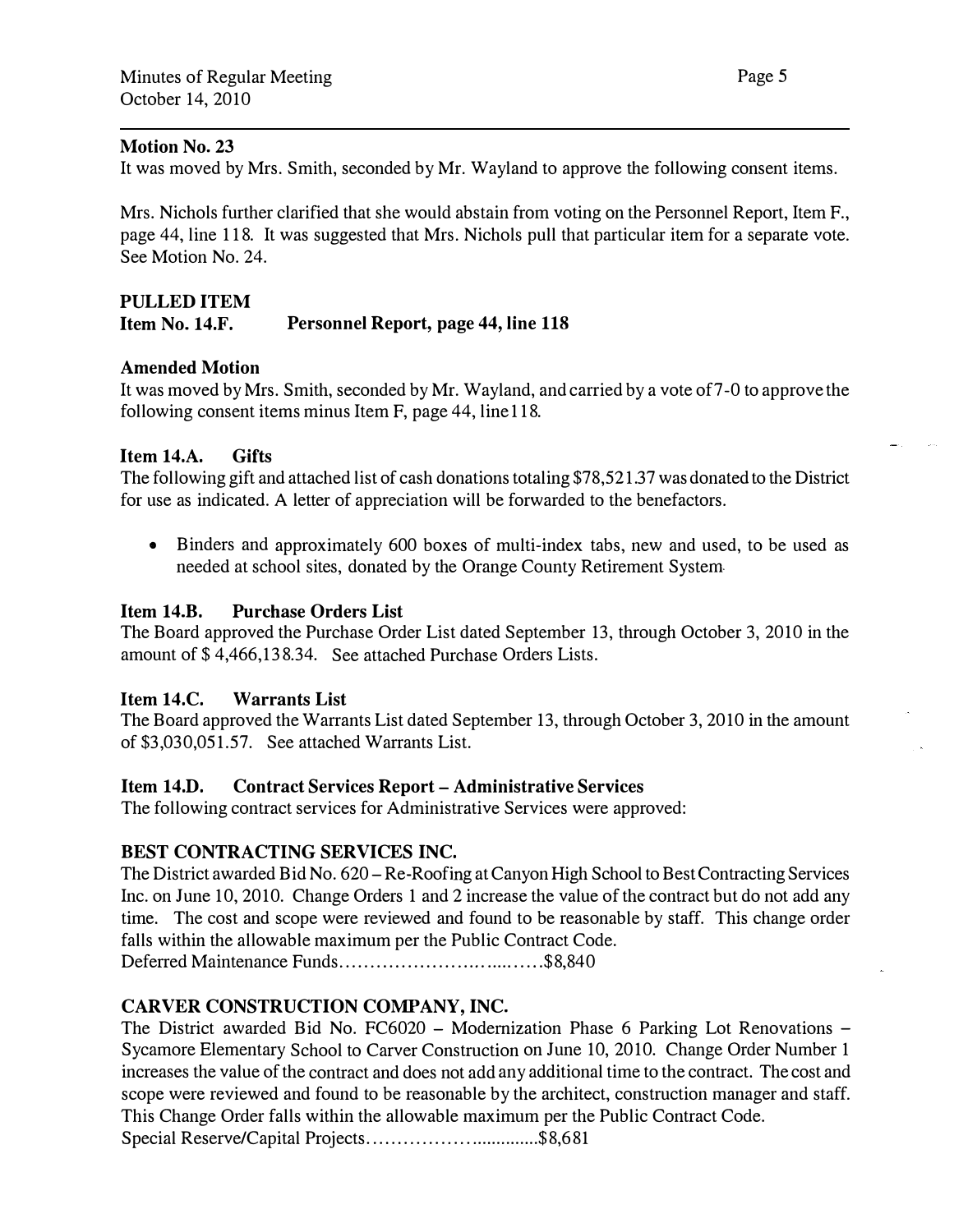**Motion No. 23**

It was moved by Mrs. Smith, seconded by Mr. Wayland to approve the following consent items.

Mrs. Nichols further clarified that she would abstain from voting on the Personnel Report, Item F., page 44, line 118. It was suggested that Mrs. Nichols pull that particular item for a separate vote. See Motion No. 24.

**PULLED ITEM**

**Item No. 14.F. Personnel Report, page 44, line 118**

**Amended Motion**

It was moved by Mrs. Smith, seconded by Mr. Wayland, and carried by a vote of 7-0 to approve the following consent items minus Item F, page 44, line 118.

**Item 14.A. Gifts**

The following gift and attached list of cash donations totaling $78,521.37 was donated to the District for use as indicated. A letter of appreciation will be forwarded to the benefactors.

- Binders and approximately 600 boxes of multi-index tabs, new and used, to be used as needed at school sites, donated by the Orange County Retirement System.

**Item 14.B. Purchase Orders List**

The Board approved the Purchase Order List dated September 13, through October 3, 2010 in the amount of $ 4,466,138.34. See attached Purchase Orders Lists.

**Item 14.C. Warrants List**

The Board approved the Warrants List dated September 13, through October 3, 2010 in the amount of $3,030,051.57. See attached Warrants List.

**Item 14.D. Contract Services Report – Administrative Services**

The following contract services for Administrative Services were approved:

**BEST CONTRACTING SERVICES INC.**

The District awarded Bid No. 620 – Re-Roofing at Canyon High School to Best Contracting Services Inc. on June 10, 2010. Change Orders 1 and 2 increase the value of the contract but do not add any time. The cost and scope were reviewed and found to be reasonable by staff. This change order falls within the allowable maximum per the Public Contract Code.

Deferred Maintenance Funds..................................$8,840

**CARVER CONSTRUCTION COMPANY, INC.**

The District awarded Bid No. FC6020 – Modernization Phase 6 Parking Lot Renovations – Sycamore Elementary School to Carver Construction on June 10, 2010. Change Order Number 1 increases the value of the contract and does not add any additional time to the contract. The cost and scope were reviewed and found to be reasonable by the architect, construction manager and staff. This Change Order falls within the allowable maximum per the Public Contract Code.

Special Reserve/Capital Projects..............................$8,681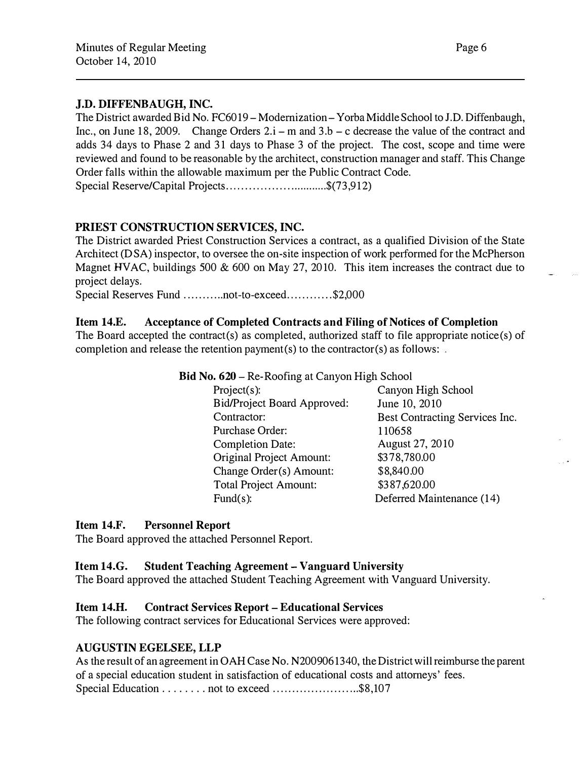**J.D. DIFFENBAUGH, INC.**

The District awarded Bid No. FC6019 – Modernization – Yorba Middle School to J.D. Diffenbaugh, Inc., on June 18, 2009. Change Orders 2.i – m and 3.b – c decrease the value of the contract and adds 34 days to Phase 2 and 31 days to Phase 3 of the project. The cost, scope and time were reviewed and found to be reasonable by the architect, construction manager and staff. This Change Order falls within the allowable maximum per the Public Contract Code.

Special Reserve/Capital Projects.............................$(73,912)

**PRIEST CONSTRUCTION SERVICES, INC.**

The District awarded Priest Construction Services a contract, as a qualified Division of the State Architect (DSA) inspector, to oversee the on-site inspection of work performed for the McPherson Magnet HVAC, buildings 500 & 600 on May 27, 2010. This item increases the contract due to project delays.

Special Reserves Fund ...........not-to-exceed............$2,000

**Item 14.E. Acceptance of Completed Contracts and Filing of Notices of Completion**

The Board accepted the contract(s) as completed, authorized staff to file appropriate notice(s) of completion and release the retention payment(s) to the contractor(s) as follows:

**Bid No. 620** – Re-Roofing at Canyon High School

| | |
|---|---|
| Project(s): | Canyon High School |
| Bid/Project Board Approved: | June 10, 2010 |
| Contractor: | Best Contracting Services Inc. |
| Purchase Order: | 110658 |
| Completion Date: | August 27, 2010 |
| Original Project Amount: | $378,780.00 |
| Change Order(s) Amount: | $8,840.00 |
| Total Project Amount: | $387,620.00 |
| Fund(s): | Deferred Maintenance (14) |

**Item 14.F. Personnel Report**

The Board approved the attached Personnel Report.

**Item 14.G. Student Teaching Agreement – Vanguard University**

The Board approved the attached Student Teaching Agreement with Vanguard University.

**Item 14.H. Contract Services Report – Educational Services**

The following contract services for Educational Services were approved:

**AUGUSTIN EGELSEE, LLP**

As the result of an agreement in OAH Case No. N2009061340, the District will reimburse the parent of a special education student in satisfaction of educational costs and attorneys' fees.

Special Education ........ not to exceed ........................$8,107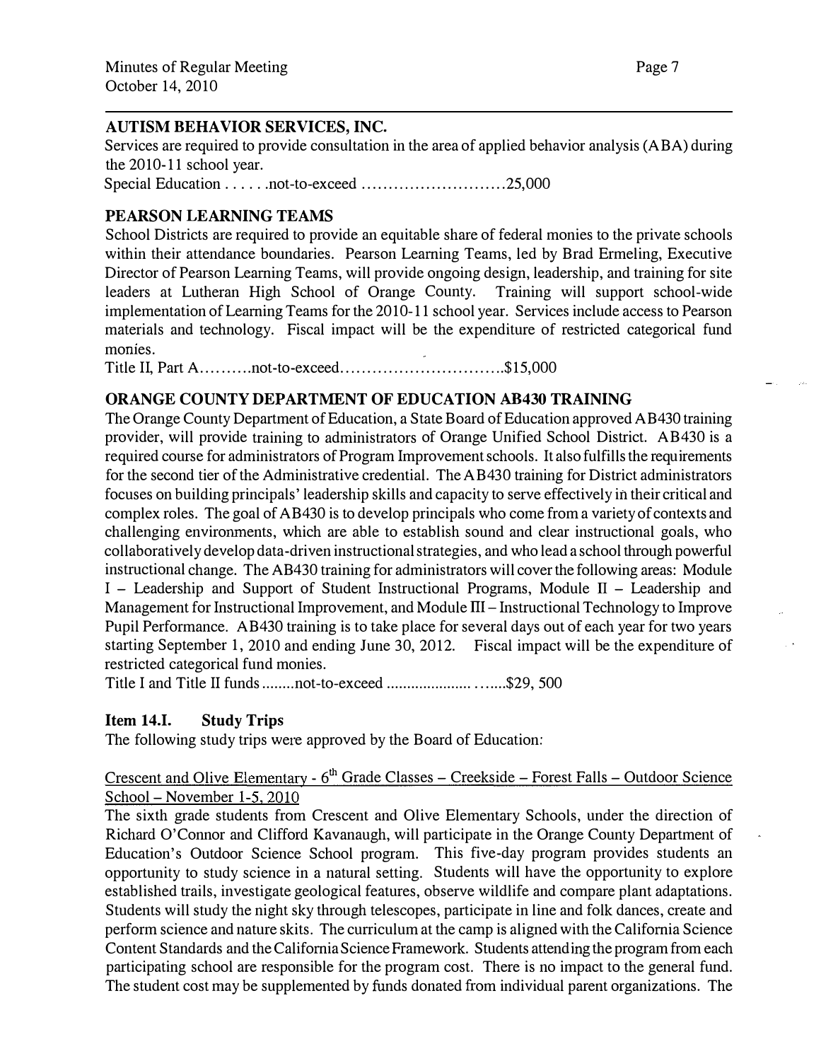**AUTISM BEHAVIOR SERVICES, INC.**

Services are required to provide consultation in the area of applied behavior analysis (ABA) during the 2010-11 school year.

Special Education . . . . . .not-to-exceed ...........................25,000

**PEARSON LEARNING TEAMS**

School Districts are required to provide an equitable share of federal monies to the private schools within their attendance boundaries. Pearson Learning Teams, led by Brad Ermeling, Executive Director of Pearson Learning Teams, will provide ongoing design, leadership, and training for site leaders at Lutheran High School of Orange County. Training will support school-wide implementation of Learning Teams for the 2010-11 school year. Services include access to Pearson materials and technology. Fiscal impact will be the expenditure of restricted categorical fund monies.

Title II, Part A..........not-to-exceed...............................$15,000

**ORANGE COUNTY DEPARTMENT OF EDUCATION AB430 TRAINING**

The Orange County Department of Education, a State Board of Education approved AB430 training provider, will provide training to administrators of Orange Unified School District. AB430 is a required course for administrators of Program Improvement schools. It also fulfills the requirements for the second tier of the Administrative credential. The AB430 training for District administrators focuses on building principals' leadership skills and capacity to serve effectively in their critical and complex roles. The goal of AB430 is to develop principals who come from a variety of contexts and challenging environments, which are able to establish sound and clear instructional goals, who collaboratively develop data-driven instructional strategies, and who lead a school through powerful instructional change. The AB430 training for administrators will cover the following areas: Module I – Leadership and Support of Student Instructional Programs, Module II – Leadership and Management for Instructional Improvement, and Module III – Instructional Technology to Improve Pupil Performance. AB430 training is to take place for several days out of each year for two years starting September 1, 2010 and ending June 30, 2012. Fiscal impact will be the expenditure of restricted categorical fund monies.

Title I and Title II funds........not-to-exceed ...........................$29, 500

**Item 14.I. Study Trips**

The following study trips were approved by the Board of Education:

Crescent and Olive Elementary - 6th Grade Classes – Creekside – Forest Falls – Outdoor Science School – November 1-5, 2010

The sixth grade students from Crescent and Olive Elementary Schools, under the direction of Richard O'Connor and Clifford Kavanaugh, will participate in the Orange County Department of Education's Outdoor Science School program. This five-day program provides students an opportunity to study science in a natural setting. Students will have the opportunity to explore established trails, investigate geological features, observe wildlife and compare plant adaptations. Students will study the night sky through telescopes, participate in line and folk dances, create and perform science and nature skits. The curriculum at the camp is aligned with the California Science Content Standards and the California Science Framework. Students attending the program from each participating school are responsible for the program cost. There is no impact to the general fund. The student cost may be supplemented by funds donated from individual parent organizations. The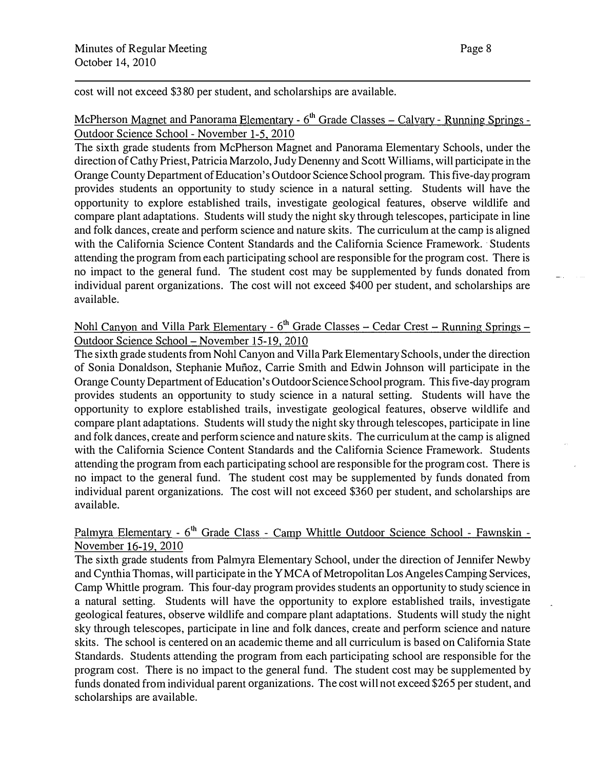cost will not exceed $380 per student, and scholarships are available.

McPherson Magnet and Panorama Elementary - 6th Grade Classes – Calvary - Running Springs - Outdoor Science School - November 1-5, 2010

The sixth grade students from McPherson Magnet and Panorama Elementary Schools, under the direction of Cathy Priest, Patricia Marzolo, Judy Denenny and Scott Williams, will participate in the Orange County Department of Education's Outdoor Science School program. This five-day program provides students an opportunity to study science in a natural setting. Students will have the opportunity to explore established trails, investigate geological features, observe wildlife and compare plant adaptations. Students will study the night sky through telescopes, participate in line and folk dances, create and perform science and nature skits. The curriculum at the camp is aligned with the California Science Content Standards and the California Science Framework. Students attending the program from each participating school are responsible for the program cost. There is no impact to the general fund. The student cost may be supplemented by funds donated from individual parent organizations. The cost will not exceed $400 per student, and scholarships are available.

Nohl Canyon and Villa Park Elementary - 6th Grade Classes – Cedar Crest – Running Springs – Outdoor Science School – November 15-19, 2010

The sixth grade students from Nohl Canyon and Villa Park Elementary Schools, under the direction of Sonia Donaldson, Stephanie Muñoz, Carrie Smith and Edwin Johnson will participate in the Orange County Department of Education's Outdoor Science School program. This five-day program provides students an opportunity to study science in a natural setting. Students will have the opportunity to explore established trails, investigate geological features, observe wildlife and compare plant adaptations. Students will study the night sky through telescopes, participate in line and folk dances, create and perform science and nature skits. The curriculum at the camp is aligned with the California Science Content Standards and the California Science Framework. Students attending the program from each participating school are responsible for the program cost. There is no impact to the general fund. The student cost may be supplemented by funds donated from individual parent organizations. The cost will not exceed $360 per student, and scholarships are available.

Palmyra Elementary - 6th Grade Class - Camp Whittle Outdoor Science School - Fawnskin - November 16-19, 2010

The sixth grade students from Palmyra Elementary School, under the direction of Jennifer Newby and Cynthia Thomas, will participate in the YMCA of Metropolitan Los Angeles Camping Services, Camp Whittle program. This four-day program provides students an opportunity to study science in a natural setting. Students will have the opportunity to explore established trails, investigate geological features, observe wildlife and compare plant adaptations. Students will study the night sky through telescopes, participate in line and folk dances, create and perform science and nature skits. The school is centered on an academic theme and all curriculum is based on California State Standards. Students attending the program from each participating school are responsible for the program cost. There is no impact to the general fund. The student cost may be supplemented by funds donated from individual parent organizations. The cost will not exceed $265 per student, and scholarships are available.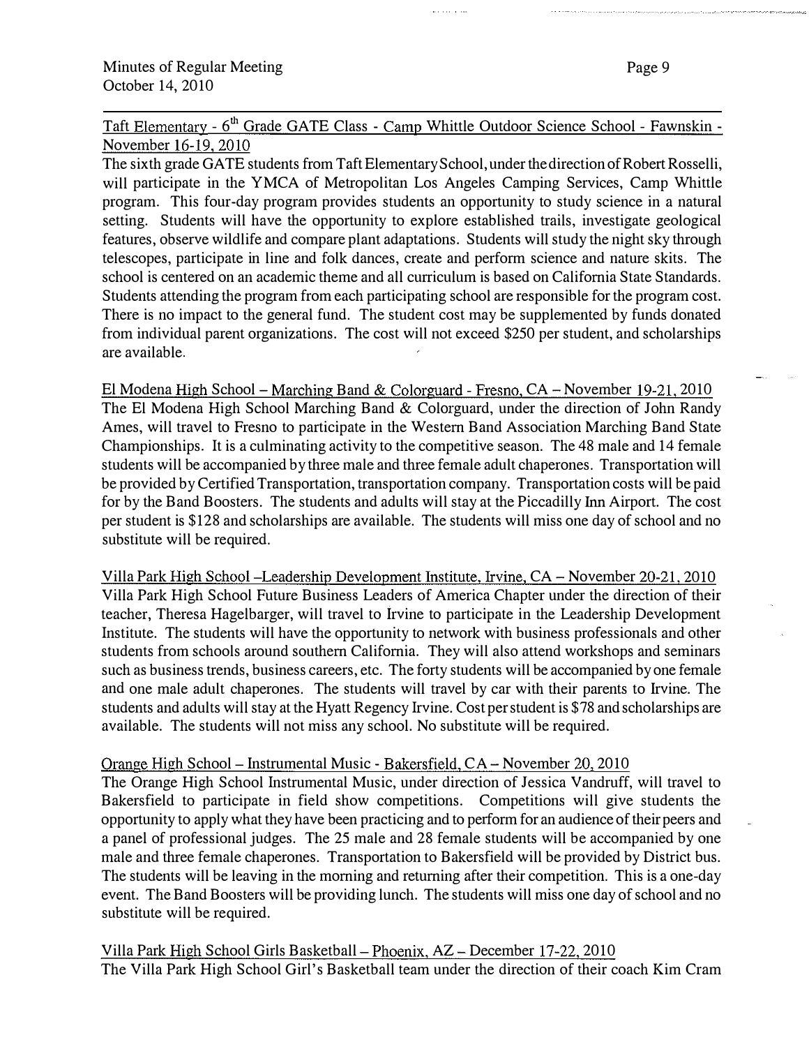Taft Elementary - 6th Grade GATE Class - Camp Whittle Outdoor Science School - Fawnskin - November 16-19, 2010

The sixth grade GATE students from Taft Elementary School, under the direction of Robert Rosselli, will participate in the YMCA of Metropolitan Los Angeles Camping Services, Camp Whittle program. This four-day program provides students an opportunity to study science in a natural setting. Students will have the opportunity to explore established trails, investigate geological features, observe wildlife and compare plant adaptations. Students will study the night sky through telescopes, participate in line and folk dances, create and perform science and nature skits. The school is centered on an academic theme and all curriculum is based on California State Standards. Students attending the program from each participating school are responsible for the program cost. There is no impact to the general fund. The student cost may be supplemented by funds donated from individual parent organizations. The cost will not exceed $250 per student, and scholarships are available.

El Modena High School – Marching Band & Colorguard - Fresno, CA – November 19-21, 2010

The El Modena High School Marching Band & Colorguard, under the direction of John Randy Ames, will travel to Fresno to participate in the Western Band Association Marching Band State Championships. It is a culminating activity to the competitive season. The 48 male and 14 female students will be accompanied by three male and three female adult chaperones. Transportation will be provided by Certified Transportation, transportation company. Transportation costs will be paid for by the Band Boosters. The students and adults will stay at the Piccadilly Inn Airport. The cost per student is $128 and scholarships are available. The students will miss one day of school and no substitute will be required.

Villa Park High School –Leadership Development Institute, Irvine, CA – November 20-21, 2010

Villa Park High School Future Business Leaders of America Chapter under the direction of their teacher, Theresa Hagelbarger, will travel to Irvine to participate in the Leadership Development Institute. The students will have the opportunity to network with business professionals and other students from schools around southern California. They will also attend workshops and seminars such as business trends, business careers, etc. The forty students will be accompanied by one female and one male adult chaperones. The students will travel by car with their parents to Irvine. The students and adults will stay at the Hyatt Regency Irvine. Cost per student is $78 and scholarships are available. The students will not miss any school. No substitute will be required.

Orange High School – Instrumental Music - Bakersfield, CA – November 20, 2010

The Orange High School Instrumental Music, under direction of Jessica Vandruff, will travel to Bakersfield to participate in field show competitions. Competitions will give students the opportunity to apply what they have been practicing and to perform for an audience of their peers and a panel of professional judges. The 25 male and 28 female students will be accompanied by one male and three female chaperones. Transportation to Bakersfield will be provided by District bus. The students will be leaving in the morning and returning after their competition. This is a one-day event. The Band Boosters will be providing lunch. The students will miss one day of school and no substitute will be required.

Villa Park High School Girls Basketball – Phoenix, AZ – December 17-22, 2010

The Villa Park High School Girl's Basketball team under the direction of their coach Kim Cram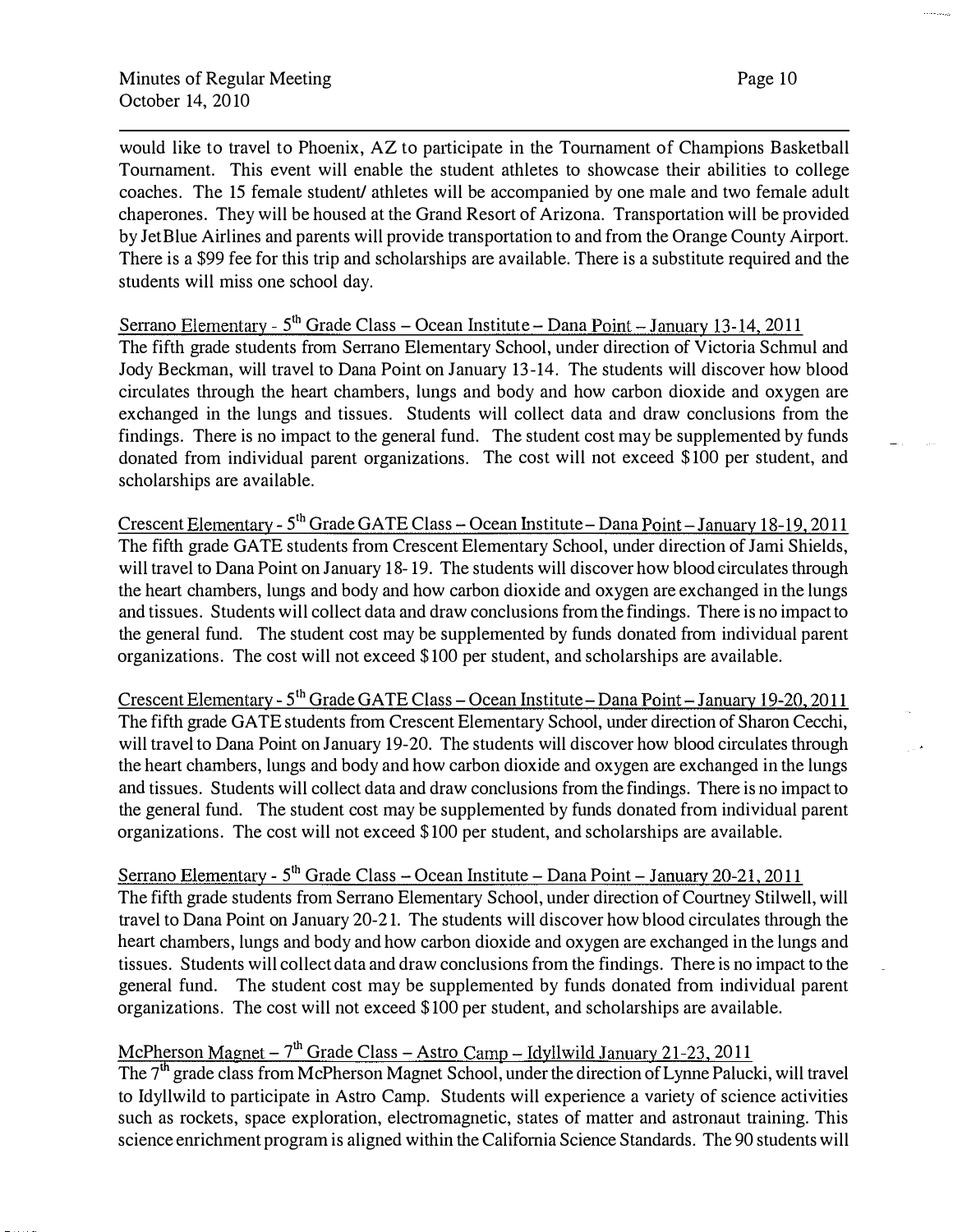would like to travel to Phoenix, AZ to participate in the Tournament of Champions Basketball Tournament. This event will enable the student athletes to showcase their abilities to college coaches. The 15 female student/ athletes will be accompanied by one male and two female adult chaperones. They will be housed at the Grand Resort of Arizona. Transportation will be provided by JetBlue Airlines and parents will provide transportation to and from the Orange County Airport. There is a $99 fee for this trip and scholarships are available. There is a substitute required and the students will miss one school day.

Serrano Elementary - 5th Grade Class – Ocean Institute – Dana Point – January 13-14, 2011
The fifth grade students from Serrano Elementary School, under direction of Victoria Schmul and Jody Beckman, will travel to Dana Point on January 13-14. The students will discover how blood circulates through the heart chambers, lungs and body and how carbon dioxide and oxygen are exchanged in the lungs and tissues. Students will collect data and draw conclusions from the findings. There is no impact to the general fund. The student cost may be supplemented by funds donated from individual parent organizations. The cost will not exceed $100 per student, and scholarships are available.

Crescent Elementary - 5th Grade GATE Class – Ocean Institute – Dana Point – January 18-19, 2011
The fifth grade GATE students from Crescent Elementary School, under direction of Jami Shields, will travel to Dana Point on January 18- 19. The students will discover how blood circulates through the heart chambers, lungs and body and how carbon dioxide and oxygen are exchanged in the lungs and tissues. Students will collect data and draw conclusions from the findings. There is no impact to the general fund. The student cost may be supplemented by funds donated from individual parent organizations. The cost will not exceed $100 per student, and scholarships are available.

Crescent Elementary - 5th Grade GATE Class – Ocean Institute – Dana Point – January 19-20, 2011
The fifth grade GATE students from Crescent Elementary School, under direction of Sharon Cecchi, will travel to Dana Point on January 19-20. The students will discover how blood circulates through the heart chambers, lungs and body and how carbon dioxide and oxygen are exchanged in the lungs and tissues. Students will collect data and draw conclusions from the findings. There is no impact to the general fund. The student cost may be supplemented by funds donated from individual parent organizations. The cost will not exceed $100 per student, and scholarships are available.

Serrano Elementary - 5th Grade Class – Ocean Institute – Dana Point – January 20-21, 2011
The fifth grade students from Serrano Elementary School, under direction of Courtney Stilwell, will travel to Dana Point on January 20-21. The students will discover how blood circulates through the heart chambers, lungs and body and how carbon dioxide and oxygen are exchanged in the lungs and tissues. Students will collect data and draw conclusions from the findings. There is no impact to the general fund. The student cost may be supplemented by funds donated from individual parent organizations. The cost will not exceed $100 per student, and scholarships are available.

McPherson Magnet – 7th Grade Class – Astro Camp – Idyllwild January 21-23, 2011
The 7th grade class from McPherson Magnet School, under the direction of Lynne Palucki, will travel to Idyllwild to participate in Astro Camp. Students will experience a variety of science activities such as rockets, space exploration, electromagnetic, states of matter and astronaut training. This science enrichment program is aligned within the California Science Standards. The 90 students will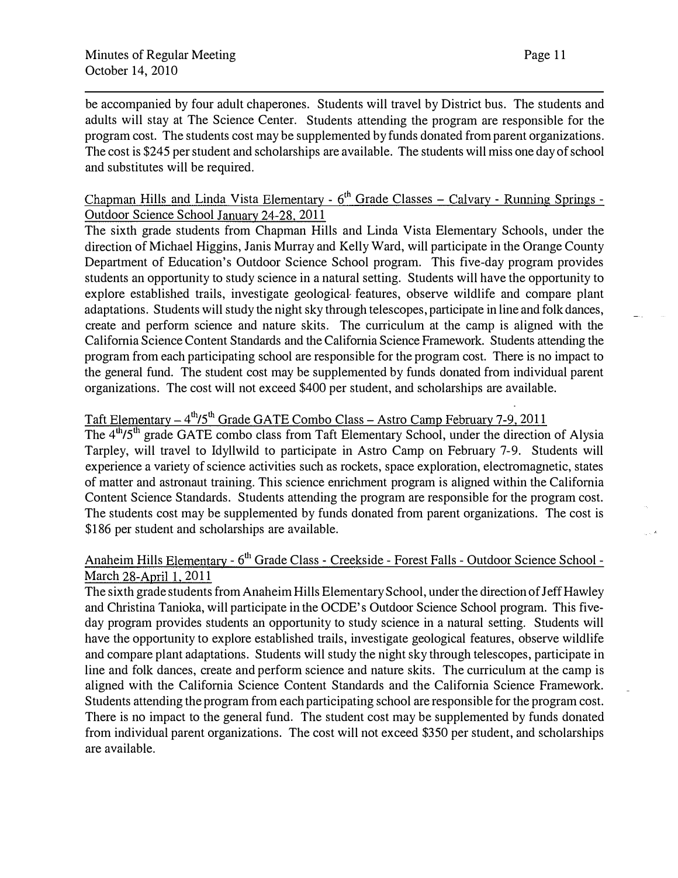be accompanied by four adult chaperones. Students will travel by District bus. The students and adults will stay at The Science Center. Students attending the program are responsible for the program cost. The students cost may be supplemented by funds donated from parent organizations. The cost is $245 per student and scholarships are available. The students will miss one day of school and substitutes will be required.

Chapman Hills and Linda Vista Elementary - 6th Grade Classes – Calvary - Running Springs - Outdoor Science School January 24-28, 2011

The sixth grade students from Chapman Hills and Linda Vista Elementary Schools, under the direction of Michael Higgins, Janis Murray and Kelly Ward, will participate in the Orange County Department of Education's Outdoor Science School program. This five-day program provides students an opportunity to study science in a natural setting. Students will have the opportunity to explore established trails, investigate geological features, observe wildlife and compare plant adaptations. Students will study the night sky through telescopes, participate in line and folk dances, create and perform science and nature skits. The curriculum at the camp is aligned with the California Science Content Standards and the California Science Framework. Students attending the program from each participating school are responsible for the program cost. There is no impact to the general fund. The student cost may be supplemented by funds donated from individual parent organizations. The cost will not exceed $400 per student, and scholarships are available.

Taft Elementary – 4th/5th Grade GATE Combo Class – Astro Camp February 7-9, 2011

The 4th/5th grade GATE combo class from Taft Elementary School, under the direction of Alysia Tarpley, will travel to Idyllwild to participate in Astro Camp on February 7-9. Students will experience a variety of science activities such as rockets, space exploration, electromagnetic, states of matter and astronaut training. This science enrichment program is aligned within the California Content Science Standards. Students attending the program are responsible for the program cost. The students cost may be supplemented by funds donated from parent organizations. The cost is $186 per student and scholarships are available.

Anaheim Hills Elementary - 6th Grade Class - Creekside - Forest Falls - Outdoor Science School - March 28-April 1, 2011

The sixth grade students from Anaheim Hills Elementary School, under the direction of Jeff Hawley and Christina Tanioka, will participate in the OCDE's Outdoor Science School program. This five-day program provides students an opportunity to study science in a natural setting. Students will have the opportunity to explore established trails, investigate geological features, observe wildlife and compare plant adaptations. Students will study the night sky through telescopes, participate in line and folk dances, create and perform science and nature skits. The curriculum at the camp is aligned with the California Science Content Standards and the California Science Framework. Students attending the program from each participating school are responsible for the program cost. There is no impact to the general fund. The student cost may be supplemented by funds donated from individual parent organizations. The cost will not exceed $350 per student, and scholarships are available.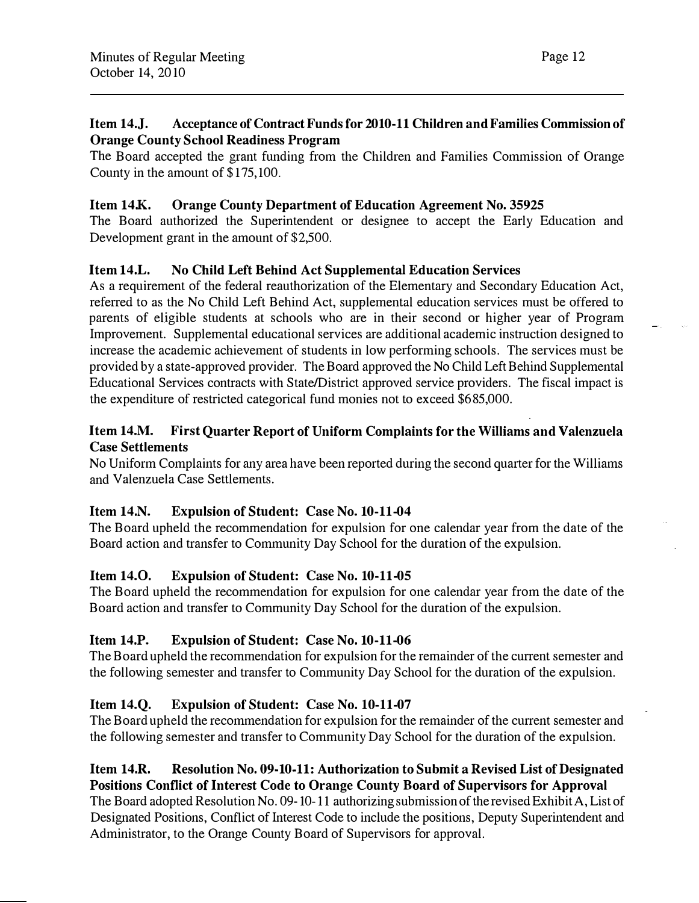**Item 14.J. Acceptance of Contract Funds for 2010-11 Children and Families Commission of Orange County School Readiness Program**

The Board accepted the grant funding from the Children and Families Commission of Orange County in the amount of $175,100.

**Item 14.K. Orange County Department of Education Agreement No. 35925**

The Board authorized the Superintendent or designee to accept the Early Education and Development grant in the amount of $2,500.

**Item 14.L. No Child Left Behind Act Supplemental Education Services**

As a requirement of the federal reauthorization of the Elementary and Secondary Education Act, referred to as the No Child Left Behind Act, supplemental education services must be offered to parents of eligible students at schools who are in their second or higher year of Program Improvement. Supplemental educational services are additional academic instruction designed to increase the academic achievement of students in low performing schools. The services must be provided by a state-approved provider. The Board approved the No Child Left Behind Supplemental Educational Services contracts with State/District approved service providers. The fiscal impact is the expenditure of restricted categorical fund monies not to exceed $685,000.

**Item 14.M. First Quarter Report of Uniform Complaints for the Williams and Valenzuela Case Settlements**

No Uniform Complaints for any area have been reported during the second quarter for the Williams and Valenzuela Case Settlements.

**Item 14.N. Expulsion of Student: Case No. 10-11-04**

The Board upheld the recommendation for expulsion for one calendar year from the date of the Board action and transfer to Community Day School for the duration of the expulsion.

**Item 14.O. Expulsion of Student: Case No. 10-11-05**

The Board upheld the recommendation for expulsion for one calendar year from the date of the Board action and transfer to Community Day School for the duration of the expulsion.

**Item 14.P. Expulsion of Student: Case No. 10-11-06**

The Board upheld the recommendation for expulsion for the remainder of the current semester and the following semester and transfer to Community Day School for the duration of the expulsion.

**Item 14.Q. Expulsion of Student: Case No. 10-11-07**

The Board upheld the recommendation for expulsion for the remainder of the current semester and the following semester and transfer to Community Day School for the duration of the expulsion.

**Item 14.R. Resolution No. 09-10-11: Authorization to Submit a Revised List of Designated Positions Conflict of Interest Code to Orange County Board of Supervisors for Approval**

The Board adopted Resolution No. 09-10-11 authorizing submission of the revised Exhibit A, List of Designated Positions, Conflict of Interest Code to include the positions, Deputy Superintendent and Administrator, to the Orange County Board of Supervisors for approval.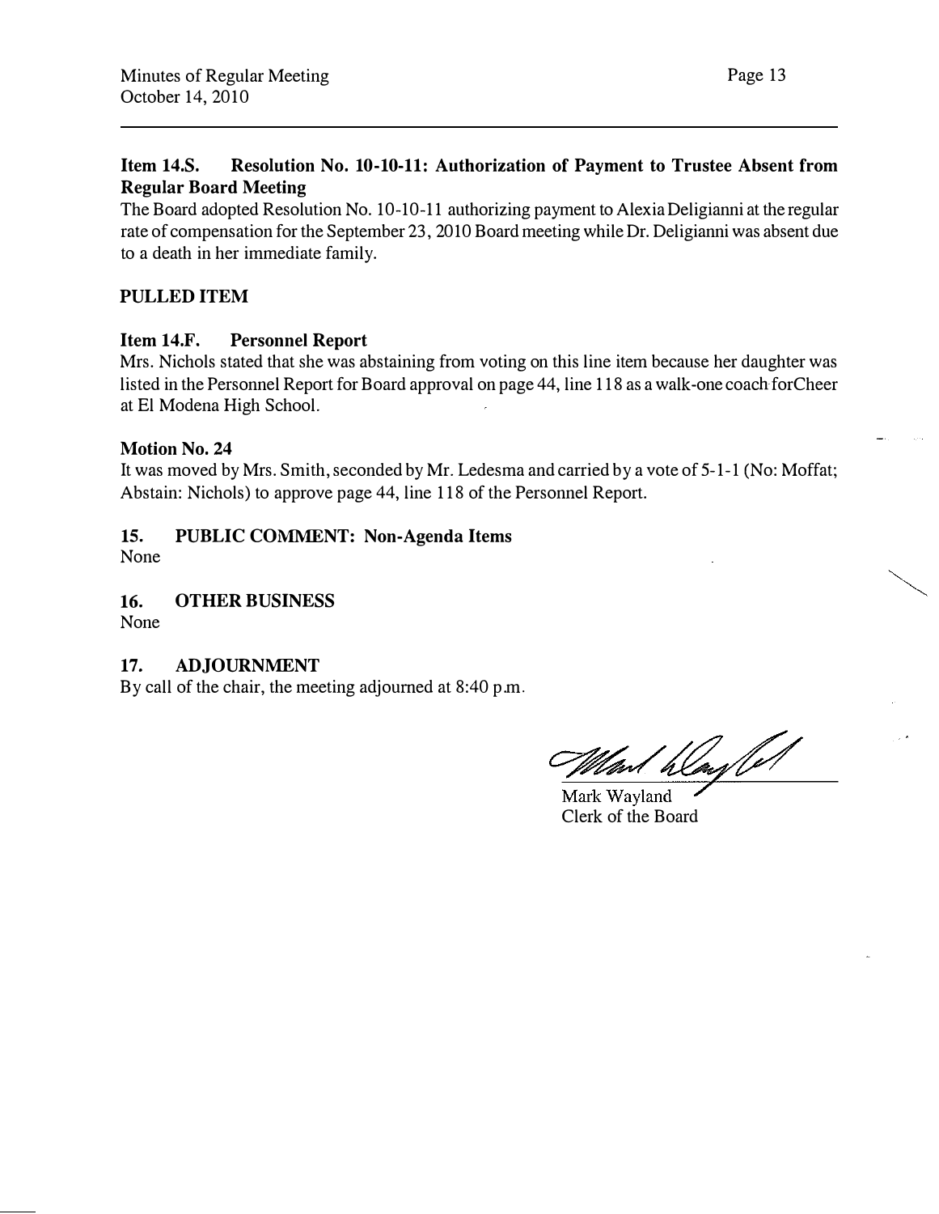**Item 14.S. Resolution No. 10-10-11: Authorization of Payment to Trustee Absent from Regular Board Meeting**

The Board adopted Resolution No. 10-10-11 authorizing payment to Alexia Deligianni at the regular rate of compensation for the September 23, 2010 Board meeting while Dr. Deligianni was absent due to a death in her immediate family.

**PULLED ITEM**

**Item 14.F. Personnel Report**

Mrs. Nichols stated that she was abstaining from voting on this line item because her daughter was listed in the Personnel Report for Board approval on page 44, line 118 as a walk-one coach forCheer at El Modena High School.

**Motion No. 24**

It was moved by Mrs. Smith, seconded by Mr. Ledesma and carried by a vote of 5-1-1 (No: Moffat; Abstain: Nichols) to approve page 44, line 118 of the Personnel Report.

## 15. PUBLIC COMMENT: Non-Agenda Items

None

## 16. OTHER BUSINESS

None

## 17. ADJOURNMENT

By call of the chair, the meeting adjourned at 8:40 p.m.

Mark Wayland
Clerk of the Board